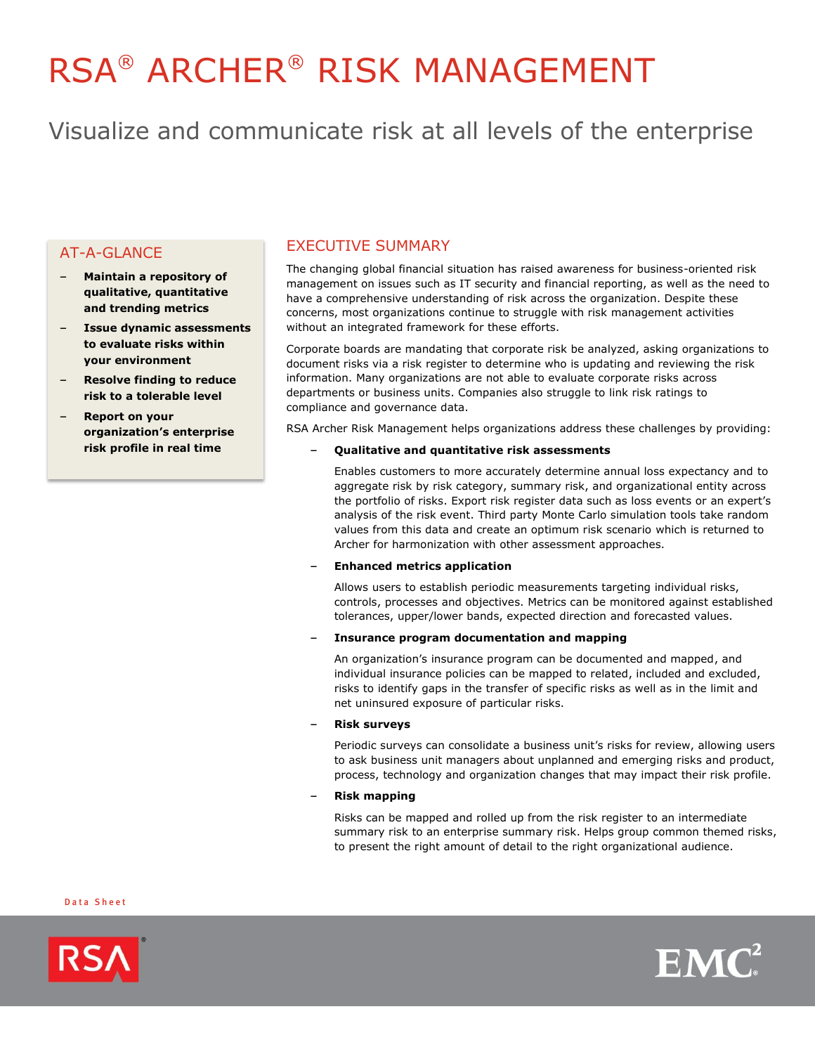# RSA® ARCHER® RISK MANAGEMENT

## Visualize and communicate risk at all levels of the enterprise

### AT-A-GLANCE

- **Maintain a repository of qualitative, quantitative and trending metrics**
- **Issue dynamic assessments to evaluate risks within your environment**
- **Resolve finding to reduce risk to a tolerable level**
- **Report on your organization's enterprise risk profile in real time**

### EXECUTIVE SUMMARY

The changing global financial situation has raised awareness for business-oriented risk management on issues such as IT security and financial reporting, as well as the need to have a comprehensive understanding of risk across the organization. Despite these concerns, most organizations continue to struggle with risk management activities without an integrated framework for these efforts.

Corporate boards are mandating that corporate risk be analyzed, asking organizations to document risks via a risk register to determine who is updating and reviewing the risk information. Many organizations are not able to evaluate corporate risks across departments or business units. Companies also struggle to link risk ratings to compliance and governance data.

RSA Archer Risk Management helps organizations address these challenges by providing:

- **Qualitative and quantitative risk assessments**

  Enables customers to more accurately determine annual loss expectancy and to aggregate risk by risk category, summary risk, and organizational entity across the portfolio of risks. Export risk register data such as loss events or an expert's analysis of the risk event. Third party Monte Carlo simulation tools take random values from this data and create an optimum risk scenario which is returned to Archer for harmonization with other assessment approaches.

- **Enhanced metrics application**

  Allows users to establish periodic measurements targeting individual risks, controls, processes and objectives. Metrics can be monitored against established tolerances, upper/lower bands, expected direction and forecasted values.

- **Insurance program documentation and mapping**

  An organization's insurance program can be documented and mapped, and individual insurance policies can be mapped to related, included and excluded, risks to identify gaps in the transfer of specific risks as well as in the limit and net uninsured exposure of particular risks.

- **Risk surveys**

  Periodic surveys can consolidate a business unit's risks for review, allowing users to ask business unit managers about unplanned and emerging risks and product, process, technology and organization changes that may impact their risk profile.

- **Risk mapping**

  Risks can be mapped and rolled up from the risk register to an intermediate summary risk to an enterprise summary risk. Helps group common themed risks, to present the right amount of detail to the right organizational audience.

Data Sheet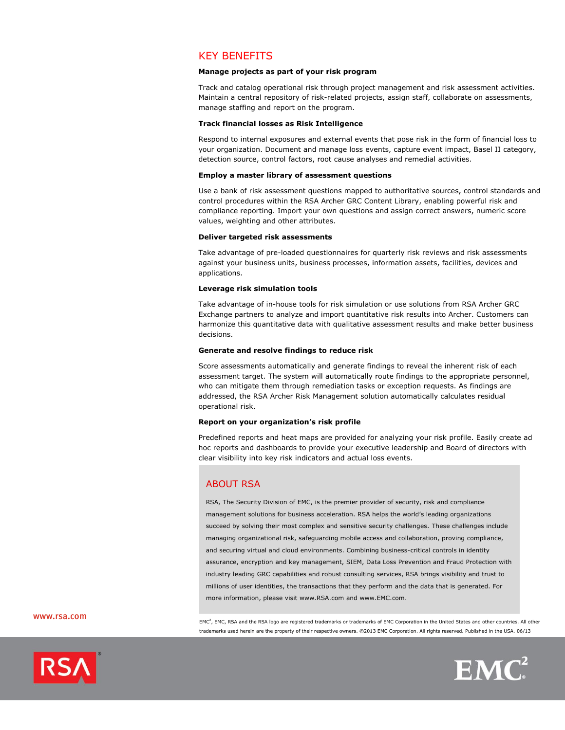## KEY BENEFITS

**Manage projects as part of your risk program**

Track and catalog operational risk through project management and risk assessment activities. Maintain a central repository of risk-related projects, assign staff, collaborate on assessments, manage staffing and report on the program.

**Track financial losses as Risk Intelligence**

Respond to internal exposures and external events that pose risk in the form of financial loss to your organization. Document and manage loss events, capture event impact, Basel II category, detection source, control factors, root cause analyses and remedial activities.

**Employ a master library of assessment questions**

Use a bank of risk assessment questions mapped to authoritative sources, control standards and control procedures within the RSA Archer GRC Content Library, enabling powerful risk and compliance reporting. Import your own questions and assign correct answers, numeric score values, weighting and other attributes.

**Deliver targeted risk assessments**

Take advantage of pre-loaded questionnaires for quarterly risk reviews and risk assessments against your business units, business processes, information assets, facilities, devices and applications.

**Leverage risk simulation tools**

Take advantage of in-house tools for risk simulation or use solutions from RSA Archer GRC Exchange partners to analyze and import quantitative risk results into Archer. Customers can harmonize this quantitative data with qualitative assessment results and make better business decisions.

**Generate and resolve findings to reduce risk**

Score assessments automatically and generate findings to reveal the inherent risk of each assessment target. The system will automatically route findings to the appropriate personnel, who can mitigate them through remediation tasks or exception requests. As findings are addressed, the RSA Archer Risk Management solution automatically calculates residual operational risk.

**Report on your organization's risk profile**

Predefined reports and heat maps are provided for analyzing your risk profile. Easily create ad hoc reports and dashboards to provide your executive leadership and Board of directors with clear visibility into key risk indicators and actual loss events.

## ABOUT RSA

RSA, The Security Division of EMC, is the premier provider of security, risk and compliance management solutions for business acceleration. RSA helps the world's leading organizations succeed by solving their most complex and sensitive security challenges. These challenges include managing organizational risk, safeguarding mobile access and collaboration, proving compliance, and securing virtual and cloud environments. Combining business-critical controls in identity assurance, encryption and key management, SIEM, Data Loss Prevention and Fraud Protection with industry leading GRC capabilities and robust consulting services, RSA brings visibility and trust to millions of user identities, the transactions that they perform and the data that is generated. For more information, please visit www.RSA.com and www.EMC.com.

www.rsa.com

EMC², EMC, RSA and the RSA logo are registered trademarks or trademarks of EMC Corporation in the United States and other countries. All other trademarks used herein are the property of their respective owners. ©2013 EMC Corporation. All rights reserved. Published in the USA. 06/13